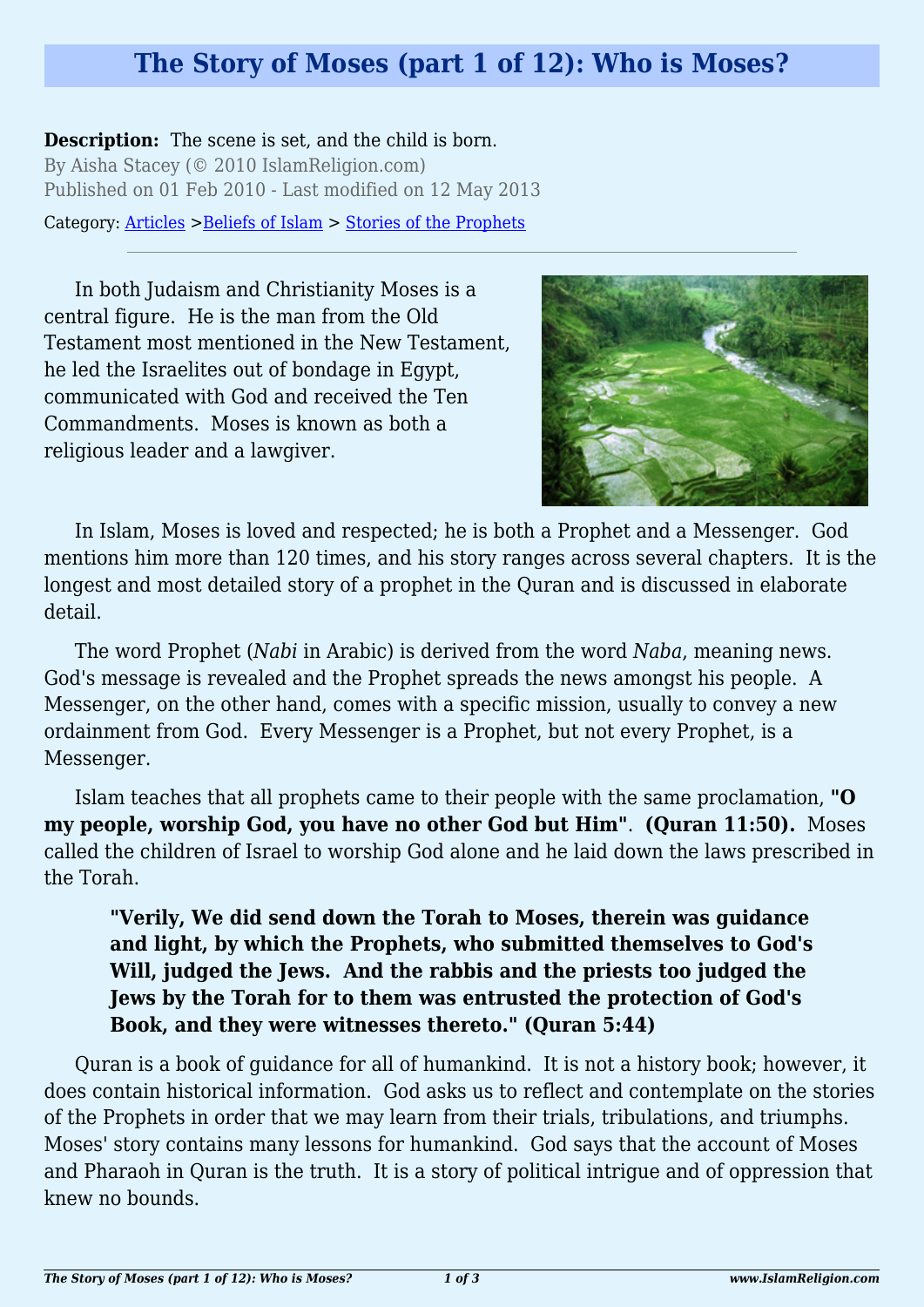# The Story of Moses (part 1 of 12): Who is Moses?

**Description:** The scene is set, and the child is born.

By Aisha Stacey (© 2010 IslamReligion.com)
Published on 01 Feb 2010 - Last modified on 12 May 2013

Category: Articles >Beliefs of Islam > Stories of the Prophets

---

In both Judaism and Christianity Moses is a central figure. He is the man from the Old Testament most mentioned in the New Testament, he led the Israelites out of bondage in Egypt, communicated with God and received the Ten Commandments. Moses is known as both a religious leader and a lawgiver.

In Islam, Moses is loved and respected; he is both a Prophet and a Messenger. God mentions him more than 120 times, and his story ranges across several chapters. It is the longest and most detailed story of a prophet in the Quran and is discussed in elaborate detail.

The word Prophet (*Nabi* in Arabic) is derived from the word *Naba*, meaning news. God's message is revealed and the Prophet spreads the news amongst his people. A Messenger, on the other hand, comes with a specific mission, usually to convey a new ordainment from God. Every Messenger is a Prophet, but not every Prophet, is a Messenger.

Islam teaches that all prophets came to their people with the same proclamation, **"O my people, worship God, you have no other God but Him"**. **(Quran 11:50).** Moses called the children of Israel to worship God alone and he laid down the laws prescribed in the Torah.

> **"Verily, We did send down the Torah to Moses, therein was guidance and light, by which the Prophets, who submitted themselves to God's Will, judged the Jews. And the rabbis and the priests too judged the Jews by the Torah for to them was entrusted the protection of God's Book, and they were witnesses thereto." (Quran 5:44)**

Quran is a book of guidance for all of humankind. It is not a history book; however, it does contain historical information. God asks us to reflect and contemplate on the stories of the Prophets in order that we may learn from their trials, tribulations, and triumphs. Moses' story contains many lessons for humankind. God says that the account of Moses and Pharaoh in Quran is the truth. It is a story of political intrigue and of oppression that knew no bounds.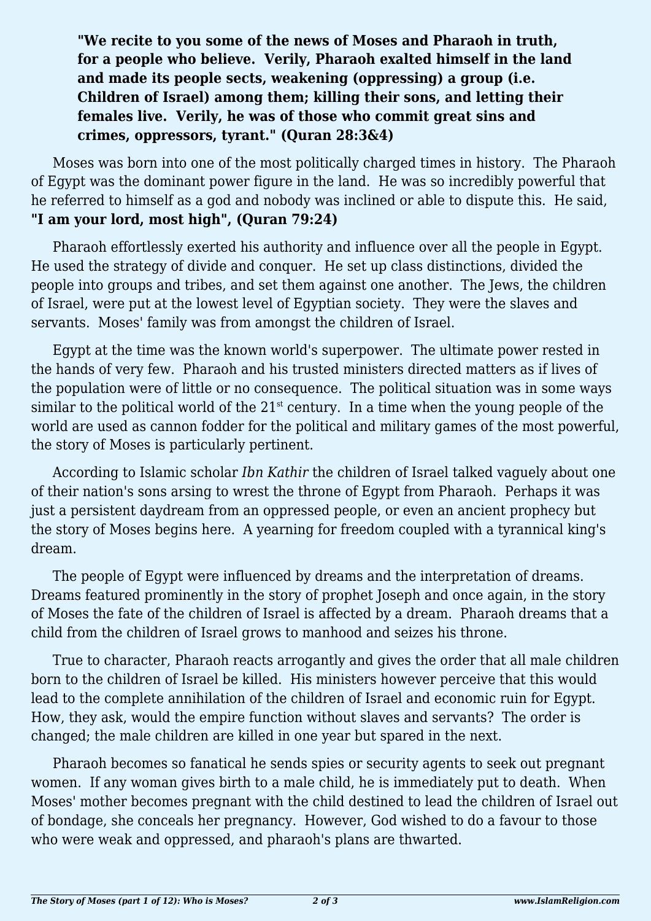> **"We recite to you some of the news of Moses and Pharaoh in truth, for a people who believe. Verily, Pharaoh exalted himself in the land and made its people sects, weakening (oppressing) a group (i.e. Children of Israel) among them; killing their sons, and letting their females live. Verily, he was of those who commit great sins and crimes, oppressors, tyrant." (Quran 28:3&4)**

Moses was born into one of the most politically charged times in history. The Pharaoh of Egypt was the dominant power figure in the land. He was so incredibly powerful that he referred to himself as a god and nobody was inclined or able to dispute this. He said, **"I am your lord, most high", (Quran 79:24)**

Pharaoh effortlessly exerted his authority and influence over all the people in Egypt. He used the strategy of divide and conquer. He set up class distinctions, divided the people into groups and tribes, and set them against one another. The Jews, the children of Israel, were put at the lowest level of Egyptian society. They were the slaves and servants. Moses' family was from amongst the children of Israel.

Egypt at the time was the known world's superpower. The ultimate power rested in the hands of very few. Pharaoh and his trusted ministers directed matters as if lives of the population were of little or no consequence. The political situation was in some ways similar to the political world of the 21st century. In a time when the young people of the world are used as cannon fodder for the political and military games of the most powerful, the story of Moses is particularly pertinent.

According to Islamic scholar *Ibn Kathir* the children of Israel talked vaguely about one of their nation's sons arsing to wrest the throne of Egypt from Pharaoh. Perhaps it was just a persistent daydream from an oppressed people, or even an ancient prophecy but the story of Moses begins here. A yearning for freedom coupled with a tyrannical king's dream.

The people of Egypt were influenced by dreams and the interpretation of dreams. Dreams featured prominently in the story of prophet Joseph and once again, in the story of Moses the fate of the children of Israel is affected by a dream. Pharaoh dreams that a child from the children of Israel grows to manhood and seizes his throne.

True to character, Pharaoh reacts arrogantly and gives the order that all male children born to the children of Israel be killed. His ministers however perceive that this would lead to the complete annihilation of the children of Israel and economic ruin for Egypt. How, they ask, would the empire function without slaves and servants? The order is changed; the male children are killed in one year but spared in the next.

Pharaoh becomes so fanatical he sends spies or security agents to seek out pregnant women. If any woman gives birth to a male child, he is immediately put to death. When Moses' mother becomes pregnant with the child destined to lead the children of Israel out of bondage, she conceals her pregnancy. However, God wished to do a favour to those who were weak and oppressed, and pharaoh's plans are thwarted.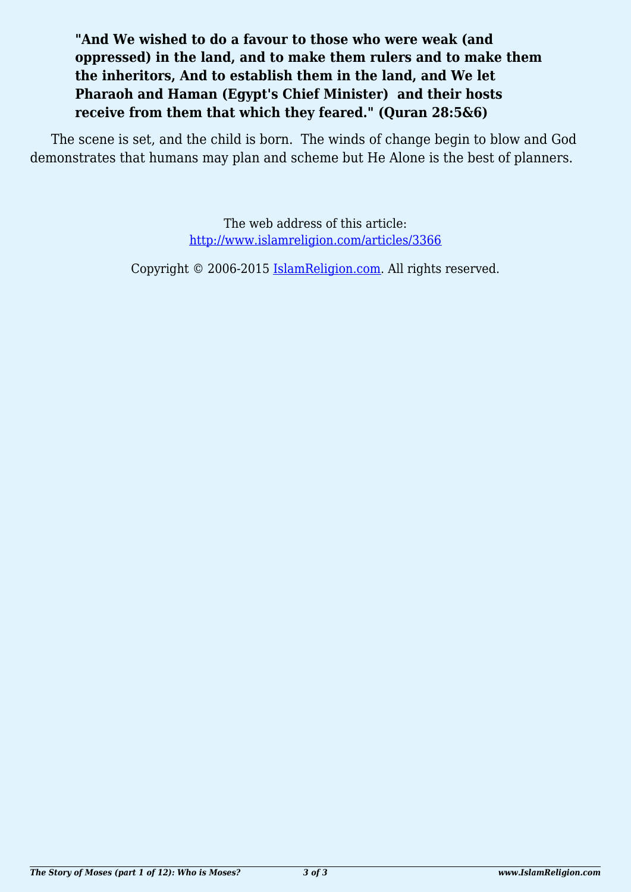> **"And We wished to do a favour to those who were weak (and oppressed) in the land, and to make them rulers and to make them the inheritors, And to establish them in the land, and We let Pharaoh and Haman (Egypt's Chief Minister) and their hosts receive from them that which they feared." (Quran 28:5&6)**

The scene is set, and the child is born. The winds of change begin to blow and God demonstrates that humans may plan and scheme but He Alone is the best of planners.

The web address of this article:
[http://www.islamreligion.com/articles/3366](http://www.islamreligion.com/articles/3366)

Copyright © 2006-2015 [IslamReligion.com](http://www.islamreligion.com). All rights reserved.